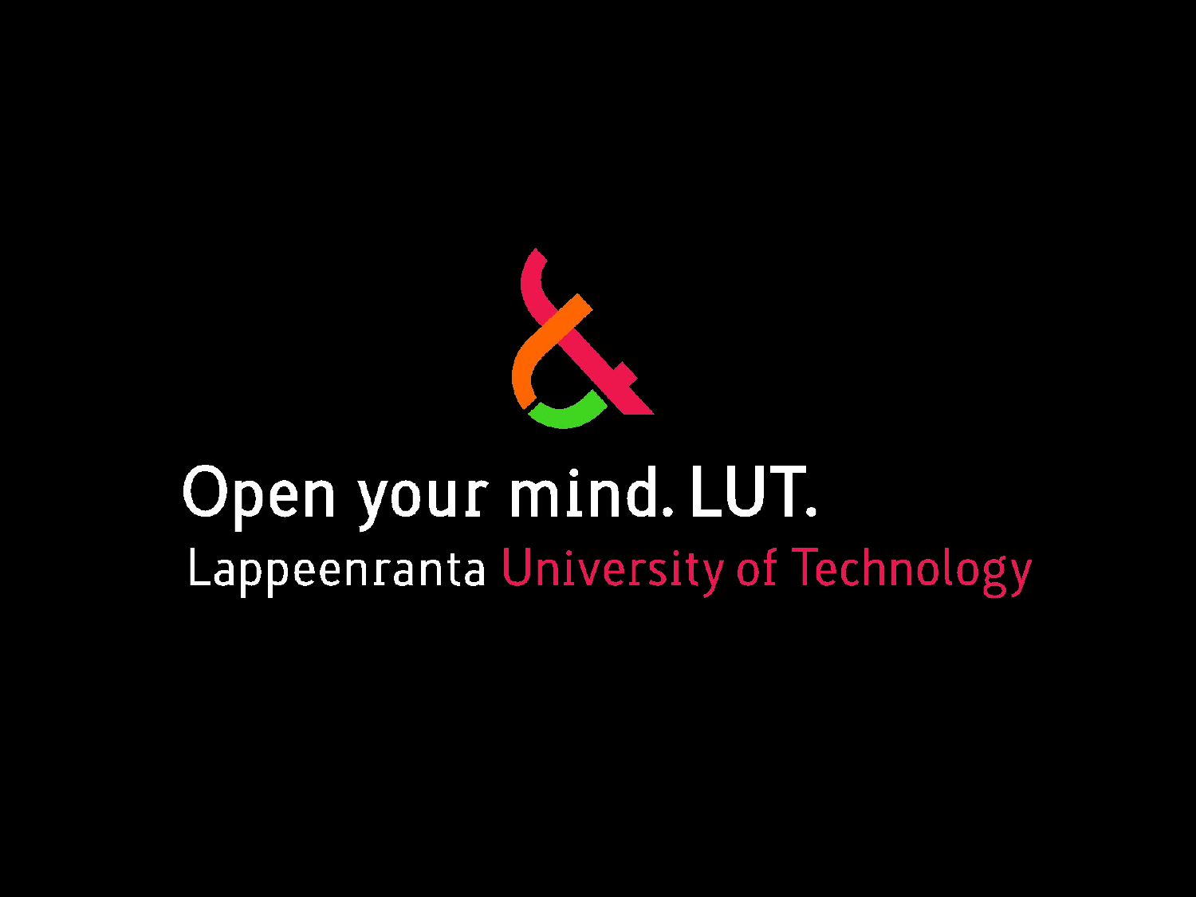Open your mind. LUT.

Lappeenranta University of Technology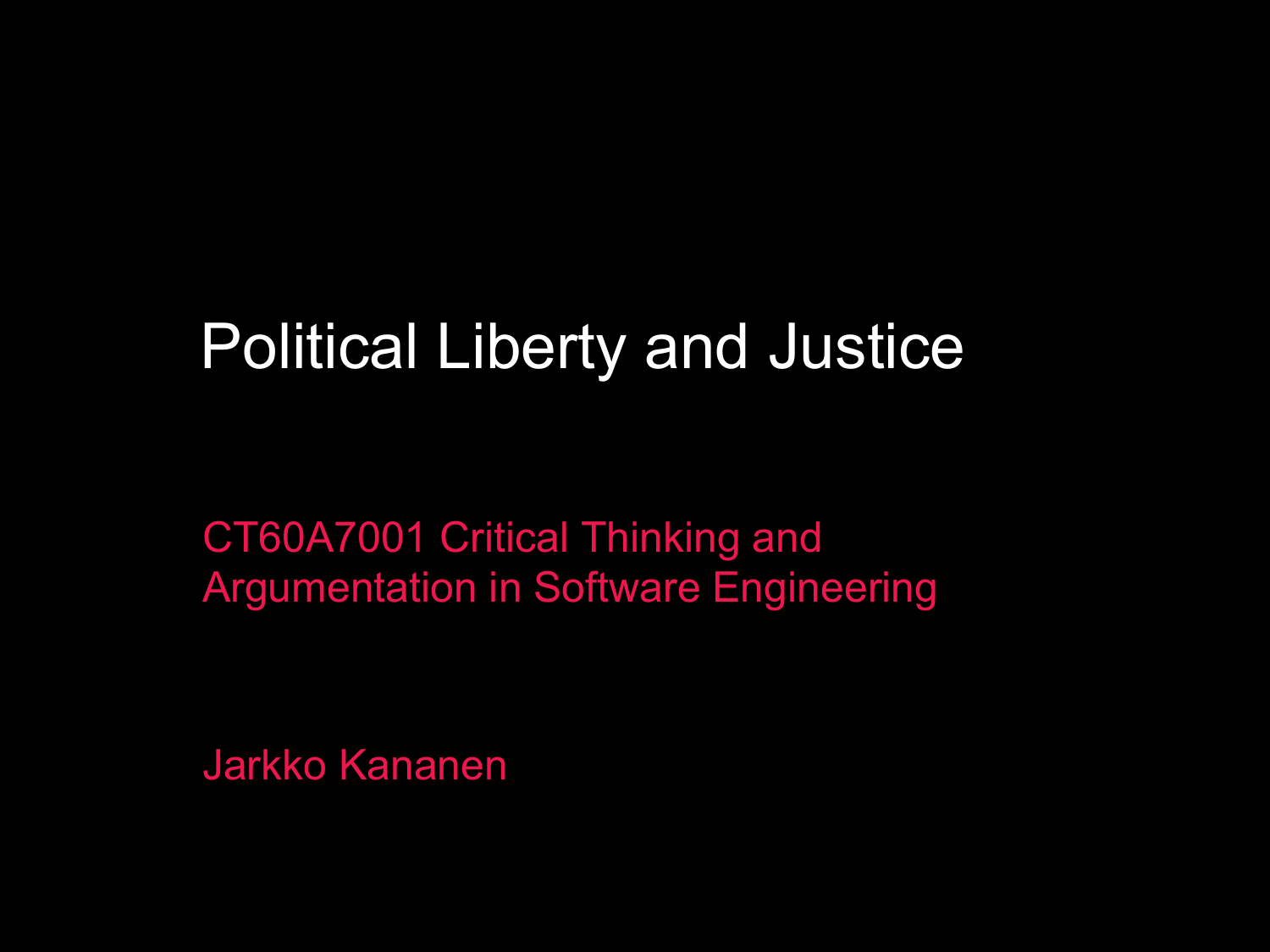# Political Liberty and Justice

CT60A7001 Critical Thinking and Argumentation in Software Engineering

Jarkko Kananen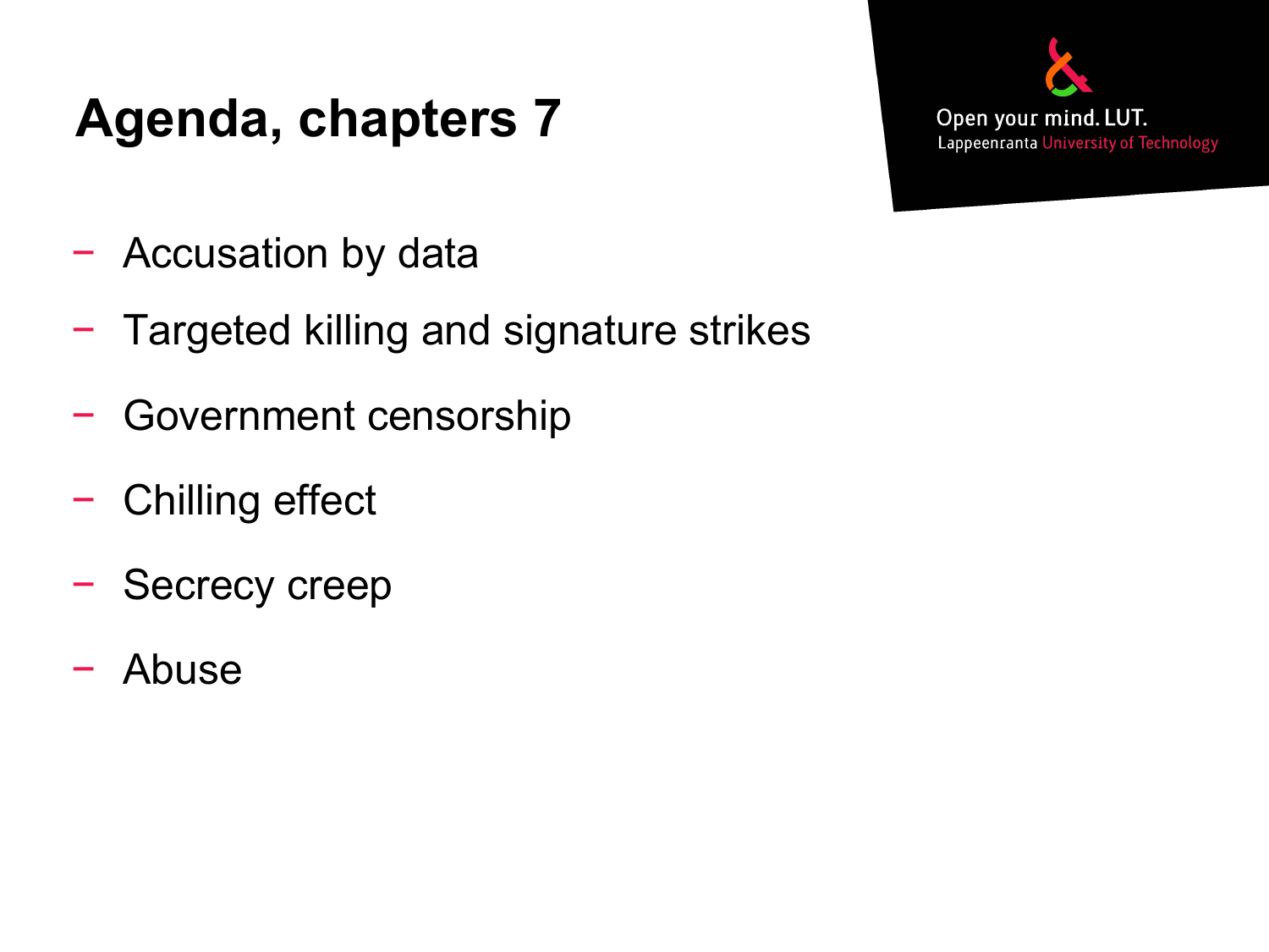# Agenda, chapters 7

- Accusation by data
- Targeted killing and signature strikes
- Government censorship
- Chilling effect
- Secrecy creep
- Abuse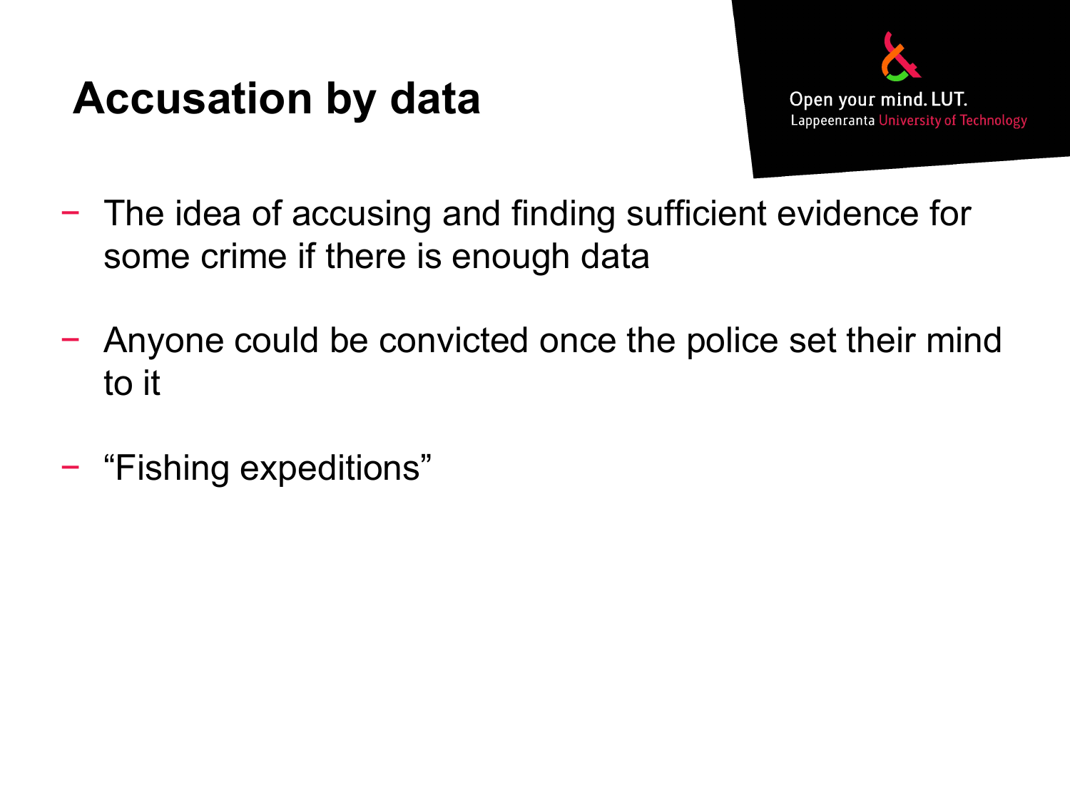# Accusation by data

- The idea of accusing and finding sufficient evidence for some crime if there is enough data
- Anyone could be convicted once the police set their mind to it
- “Fishing expeditions”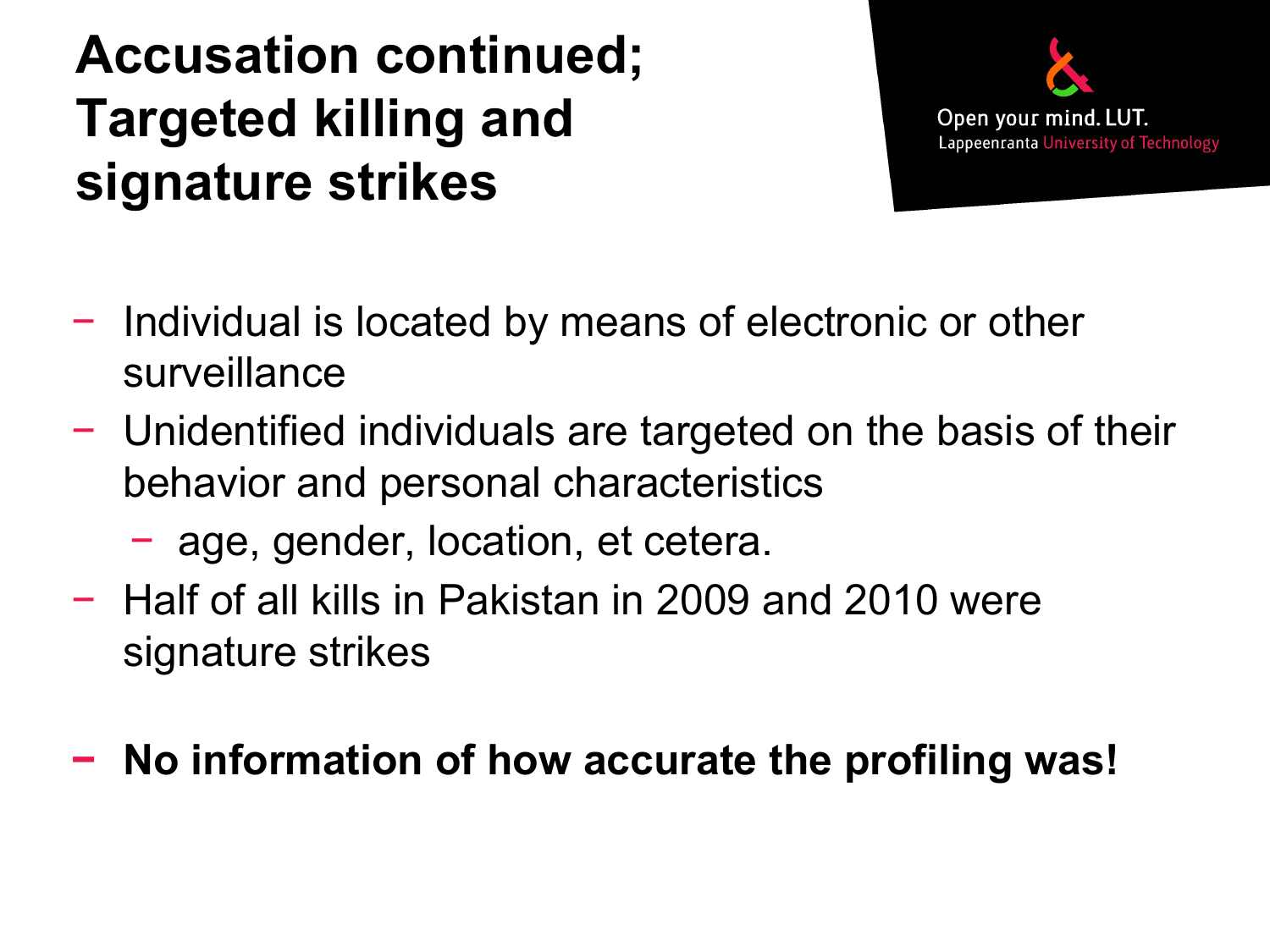# Accusation continued; Targeted killing and signature strikes

- Individual is located by means of electronic or other surveillance
- Unidentified individuals are targeted on the basis of their behavior and personal characteristics
  - age, gender, location, et cetera.
- Half of all kills in Pakistan in 2009 and 2010 were signature strikes

- **No information of how accurate the profiling was!**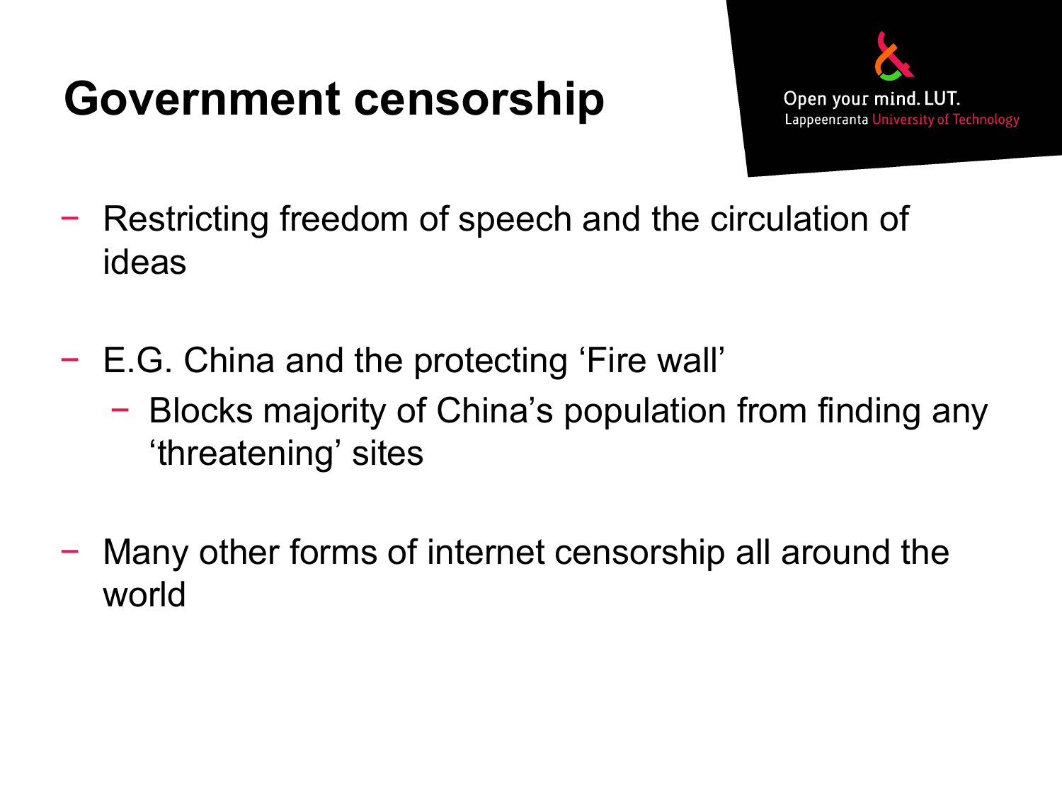# Government censorship

- Restricting freedom of speech and the circulation of ideas

- E.G. China and the protecting ‘Fire wall’
  - Blocks majority of China’s population from finding any ‘threatening’ sites

- Many other forms of internet censorship all around the world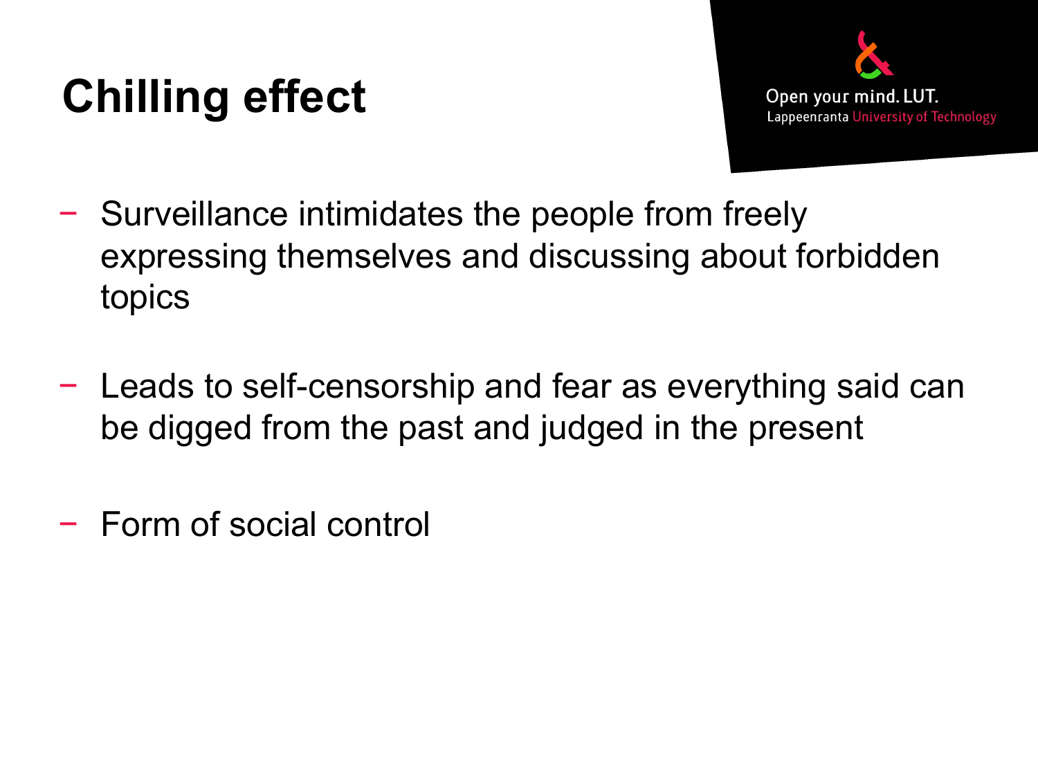# Chilling effect

- Surveillance intimidates the people from freely expressing themselves and discussing about forbidden topics
- Leads to self-censorship and fear as everything said can be digged from the past and judged in the present
- Form of social control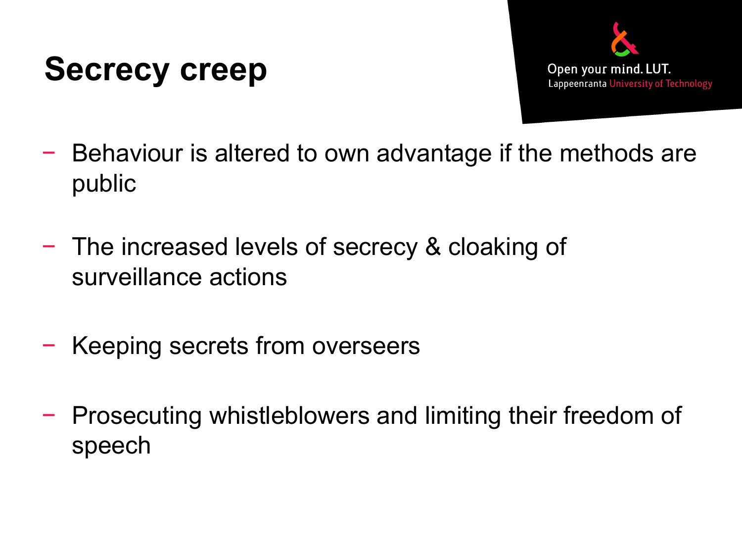# Secrecy creep

- Behaviour is altered to own advantage if the methods are public
- The increased levels of secrecy & cloaking of surveillance actions
- Keeping secrets from overseers
- Prosecuting whistleblowers and limiting their freedom of speech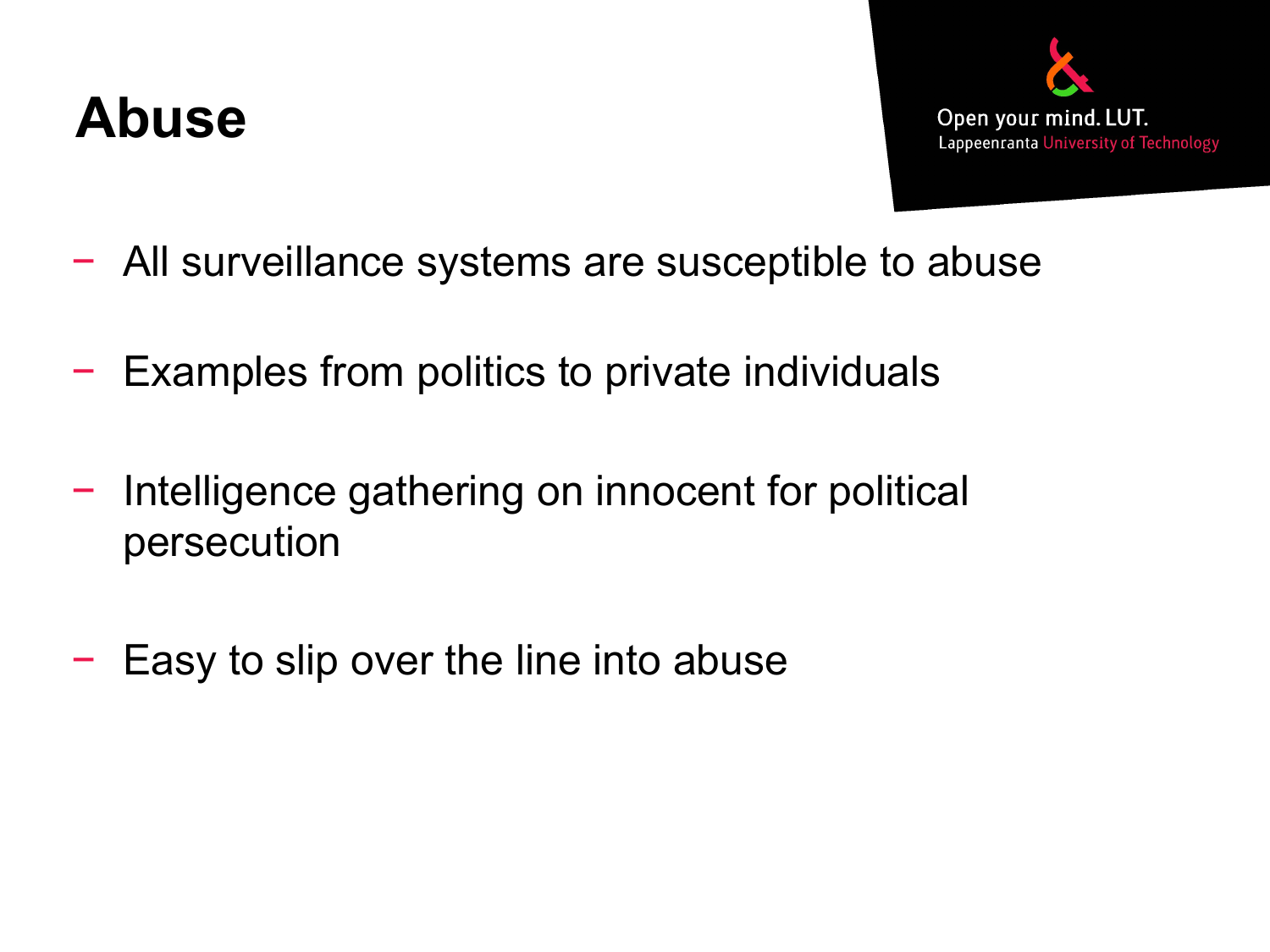# Abuse

- All surveillance systems are susceptible to abuse
- Examples from politics to private individuals
- Intelligence gathering on innocent for political persecution
- Easy to slip over the line into abuse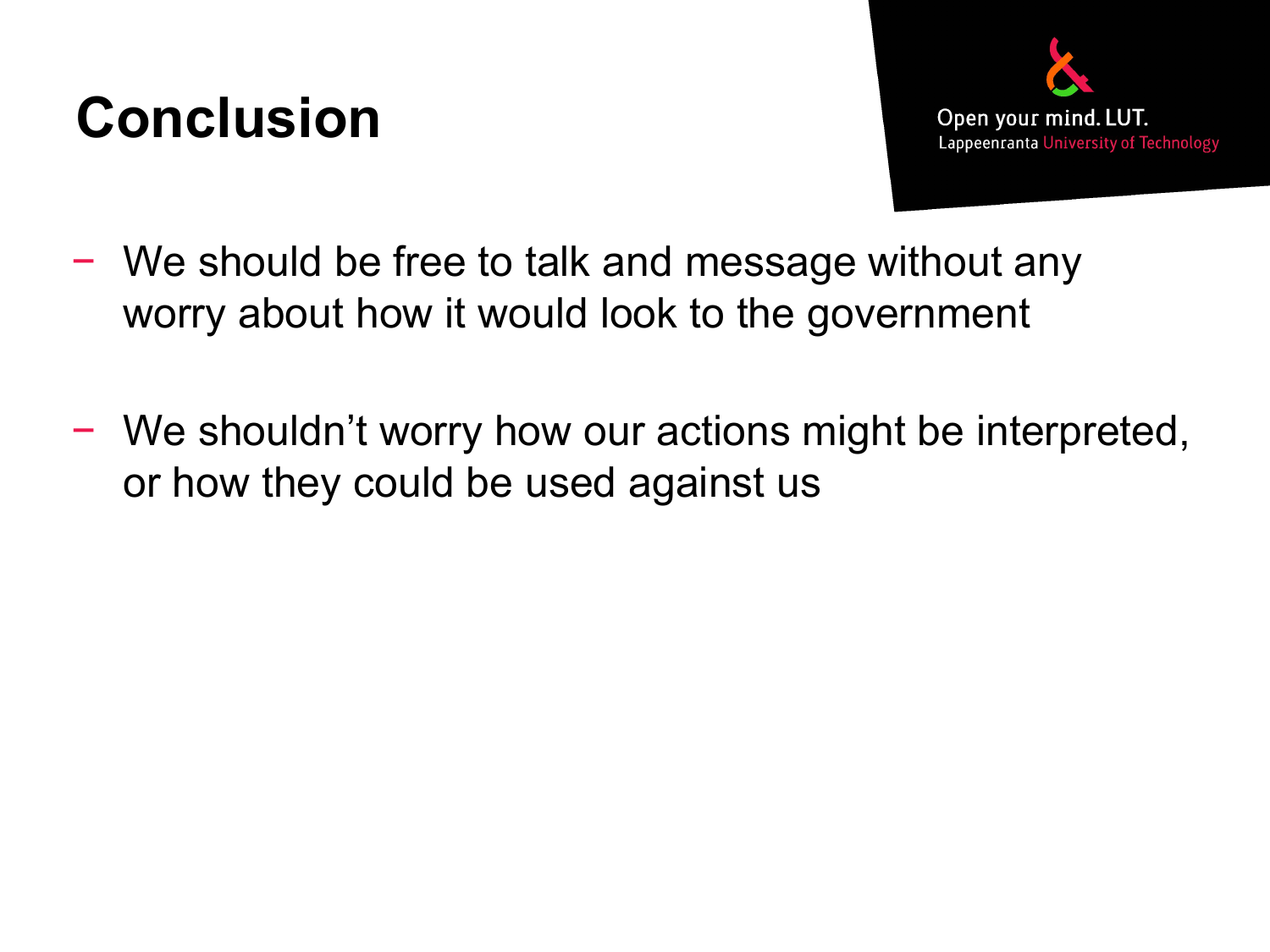# Conclusion

- We should be free to talk and message without any worry about how it would look to the government
- We shouldn't worry how our actions might be interpreted, or how they could be used against us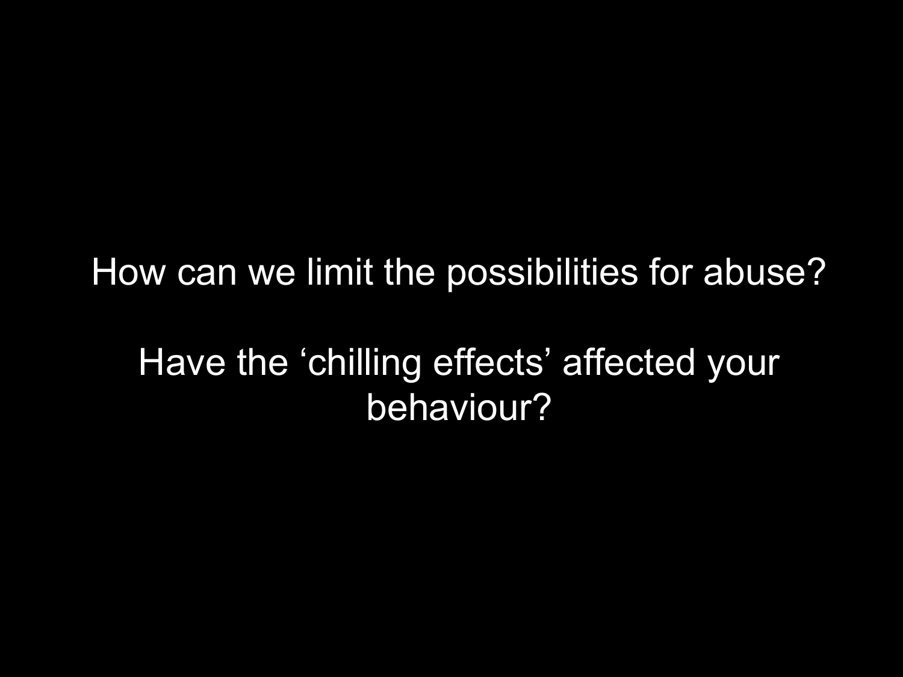How can we limit the possibilities for abuse?

Have the ‘chilling effects’ affected your behaviour?